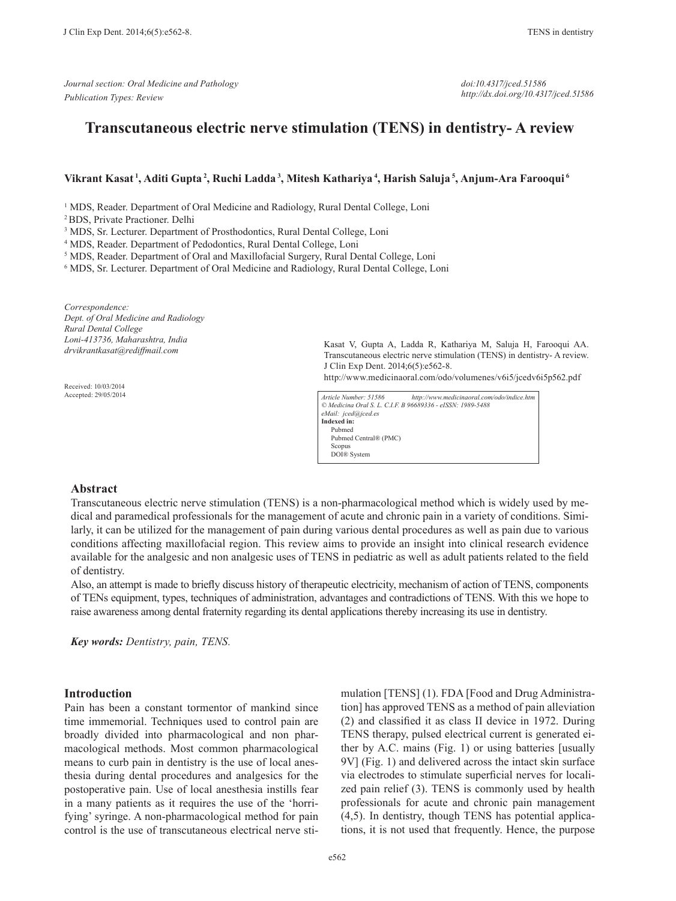*Journal section: Oral Medicine and Pathology*
*Publication Types: Review*

*doi:10.4317/jced.51586*
*http://dx.doi.org/10.4317/jced.51586*

# Transcutaneous electric nerve stimulation (TENS) in dentistry- A review

**Vikrant Kasat [1], Aditi Gupta [2], Ruchi Ladda [3], Mitesh Kathariya [4], Harish Saluja [5], Anjum-Ara Farooqui [6]**

[1] MDS, Reader. Department of Oral Medicine and Radiology, Rural Dental College, Loni
[2] BDS, Private Practioner. Delhi
[3] MDS, Sr. Lecturer. Department of Prosthodontics, Rural Dental College, Loni
[4] MDS, Reader. Department of Pedodontics, Rural Dental College, Loni
[5] MDS, Reader. Department of Oral and Maxillofacial Surgery, Rural Dental College, Loni
[6] MDS, Sr. Lecturer. Department of Oral Medicine and Radiology, Rural Dental College, Loni

*Correspondence:*
*Dept. of Oral Medicine and Radiology*
*Rural Dental College*
*Loni-413736, Maharashtra, India*
*drvikrantkasat@rediffmail.com*

Received: 10/03/2014
Accepted: 29/05/2014

Kasat V, Gupta A, Ladda R, Kathariya M, Saluja H, Farooqui AA. Transcutaneous electric nerve stimulation (TENS) in dentistry- A review. J Clin Exp Dent. 2014;6(5):e562-8.
http://www.medicinaoral.com/odo/volumenes/v6i5/jcedv6i5p562.pdf

*Article Number: 51586 http://www.medicinaoral.com/odo/indice.htm*
*© Medicina Oral S. L. C.I.F. B 96689336 - eISSN: 1989-5488*
*eMail: jced@jced.es*
**Indexed in:**
Pubmed
Pubmed Central® (PMC)
Scopus
DOI® System

## Abstract

Transcutaneous electric nerve stimulation (TENS) is a non-pharmacological method which is widely used by medical and paramedical professionals for the management of acute and chronic pain in a variety of conditions. Similarly, it can be utilized for the management of pain during various dental procedures as well as pain due to various conditions affecting maxillofacial region. This review aims to provide an insight into clinical research evidence available for the analgesic and non analgesic uses of TENS in pediatric as well as adult patients related to the field of dentistry.

Also, an attempt is made to briefly discuss history of therapeutic electricity, mechanism of action of TENS, components of TENs equipment, types, techniques of administration, advantages and contradictions of TENS. With this we hope to raise awareness among dental fraternity regarding its dental applications thereby increasing its use in dentistry.

***Key words:*** *Dentistry, pain, TENS.*

## Introduction

Pain has been a constant tormentor of mankind since time immemorial. Techniques used to control pain are broadly divided into pharmacological and non pharmacological methods. Most common pharmacological means to curb pain in dentistry is the use of local anesthesia during dental procedures and analgesics for the postoperative pain. Use of local anesthesia instills fear in a many patients as it requires the use of the 'horrifying' syringe. A non-pharmacological method for pain control is the use of transcutaneous electrical nerve stimulation [TENS] (1). FDA [Food and Drug Administration] has approved TENS as a method of pain alleviation (2) and classified it as class II device in 1972. During TENS therapy, pulsed electrical current is generated either by A.C. mains (Fig. 1) or using batteries [usually 9V] (Fig. 1) and delivered across the intact skin surface via electrodes to stimulate superficial nerves for localized pain relief (3). TENS is commonly used by health professionals for acute and chronic pain management (4,5). In dentistry, though TENS has potential applications, it is not used that frequently. Hence, the purpose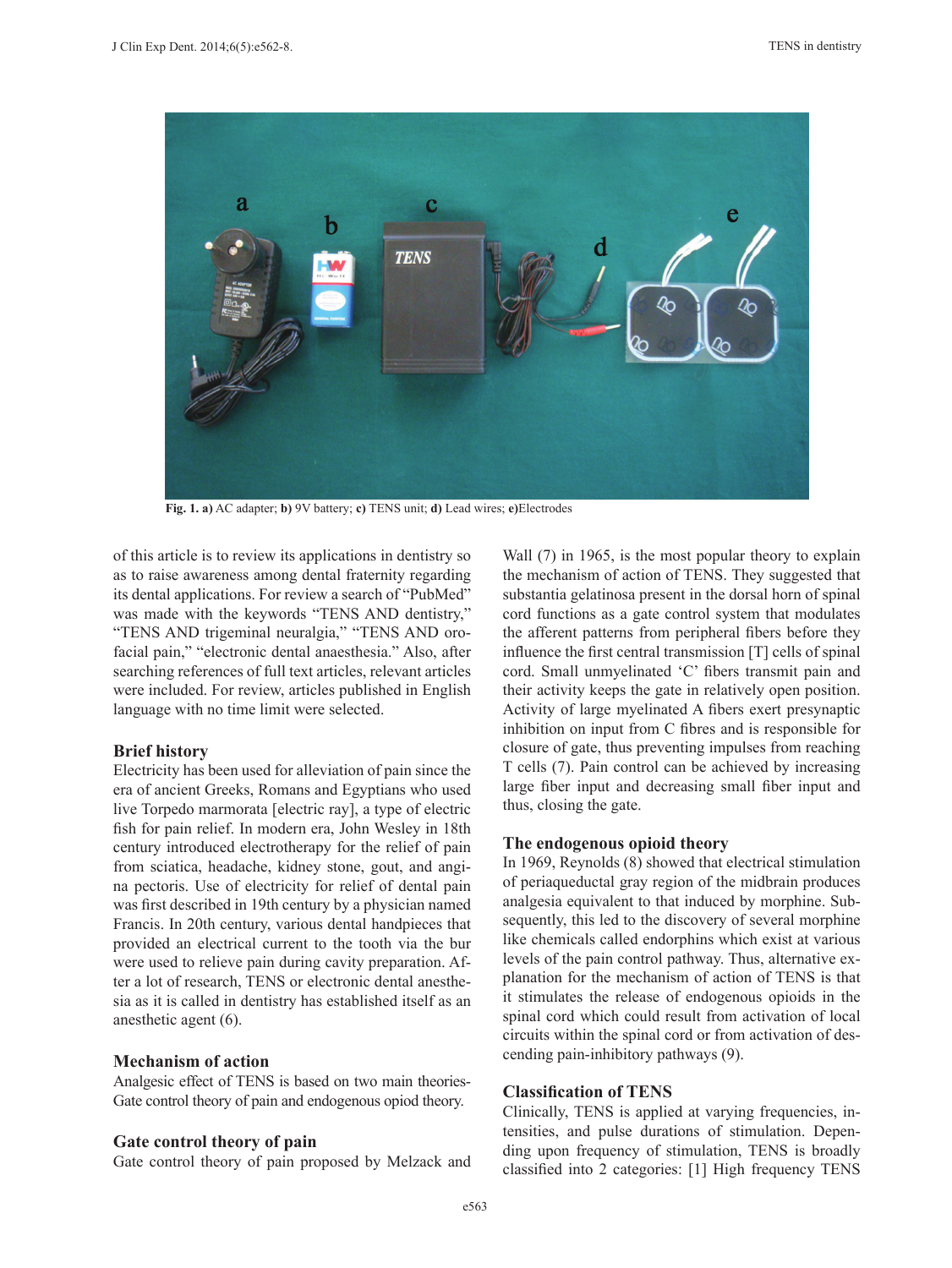**Fig. 1. a)** AC adapter; **b)** 9V battery; **c)** TENS unit; **d)** Lead wires; **e)**Electrodes

of this article is to review its applications in dentistry so as to raise awareness among dental fraternity regarding its dental applications. For review a search of "PubMed" was made with the keywords "TENS AND dentistry," "TENS AND trigeminal neuralgia," "TENS AND orofacial pain," "electronic dental anaesthesia." Also, after searching references of full text articles, relevant articles were included. For review, articles published in English language with no time limit were selected.

## Brief history

Electricity has been used for alleviation of pain since the era of ancient Greeks, Romans and Egyptians who used live Torpedo marmorata [electric ray], a type of electric fish for pain relief. In modern era, John Wesley in 18th century introduced electrotherapy for the relief of pain from sciatica, headache, kidney stone, gout, and angina pectoris. Use of electricity for relief of dental pain was first described in 19th century by a physician named Francis. In 20th century, various dental handpieces that provided an electrical current to the tooth via the bur were used to relieve pain during cavity preparation. After a lot of research, TENS or electronic dental anesthesia as it is called in dentistry has established itself as an anesthetic agent (6).

## Mechanism of action

Analgesic effect of TENS is based on two main theories- Gate control theory of pain and endogenous opiod theory.

## Gate control theory of pain

Gate control theory of pain proposed by Melzack and Wall (7) in 1965, is the most popular theory to explain the mechanism of action of TENS. They suggested that substantia gelatinosa present in the dorsal horn of spinal cord functions as a gate control system that modulates the afferent patterns from peripheral fibers before they influence the first central transmission [T] cells of spinal cord. Small unmyelinated 'C' fibers transmit pain and their activity keeps the gate in relatively open position. Activity of large myelinated A fibers exert presynaptic inhibition on input from C fibres and is responsible for closure of gate, thus preventing impulses from reaching T cells (7). Pain control can be achieved by increasing large fiber input and decreasing small fiber input and thus, closing the gate.

## The endogenous opioid theory

In 1969, Reynolds (8) showed that electrical stimulation of periaqueductal gray region of the midbrain produces analgesia equivalent to that induced by morphine. Subsequently, this led to the discovery of several morphine like chemicals called endorphins which exist at various levels of the pain control pathway. Thus, alternative explanation for the mechanism of action of TENS is that it stimulates the release of endogenous opioids in the spinal cord which could result from activation of local circuits within the spinal cord or from activation of descending pain-inhibitory pathways (9).

## Classification of TENS

Clinically, TENS is applied at varying frequencies, intensities, and pulse durations of stimulation. Depending upon frequency of stimulation, TENS is broadly classified into 2 categories: [1] High frequency TENS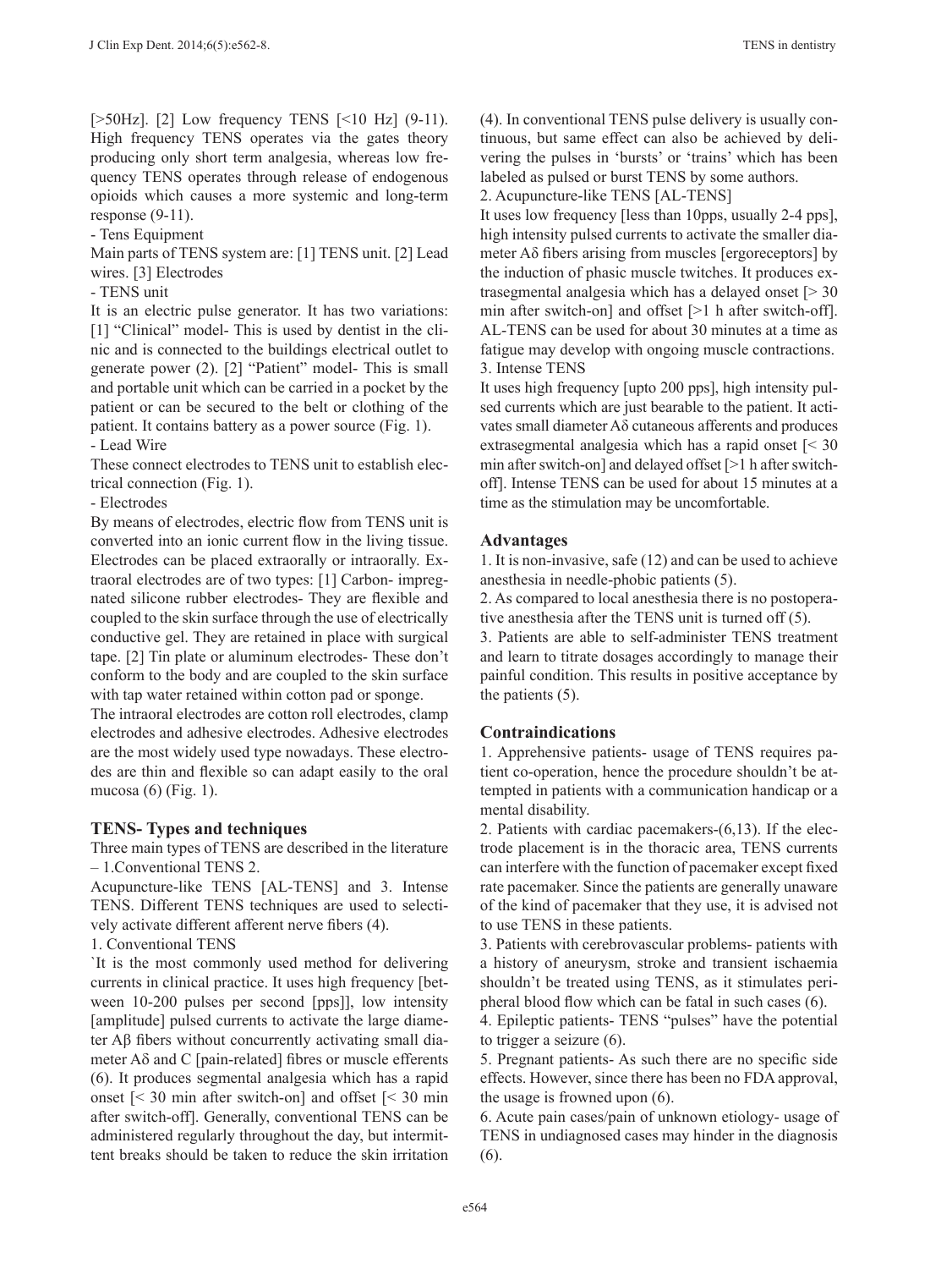[>50Hz]. [2] Low frequency TENS [<10 Hz] (9-11). High frequency TENS operates via the gates theory producing only short term analgesia, whereas low frequency TENS operates through release of endogenous opioids which causes a more systemic and long-term response (9-11).

- Tens Equipment

Main parts of TENS system are: [1] TENS unit. [2] Lead wires. [3] Electrodes

- TENS unit

It is an electric pulse generator. It has two variations: [1] "Clinical" model- This is used by dentist in the clinic and is connected to the buildings electrical outlet to generate power (2). [2] "Patient" model- This is small and portable unit which can be carried in a pocket by the patient or can be secured to the belt or clothing of the patient. It contains battery as a power source (Fig. 1).

- Lead Wire

These connect electrodes to TENS unit to establish electrical connection (Fig. 1).

- Electrodes

By means of electrodes, electric flow from TENS unit is converted into an ionic current flow in the living tissue. Electrodes can be placed extraorally or intraorally. Extraoral electrodes are of two types: [1] Carbon- impregnated silicone rubber electrodes- They are flexible and coupled to the skin surface through the use of electrically conductive gel. They are retained in place with surgical tape. [2] Tin plate or aluminum electrodes- These don't conform to the body and are coupled to the skin surface with tap water retained within cotton pad or sponge.

The intraoral electrodes are cotton roll electrodes, clamp electrodes and adhesive electrodes. Adhesive electrodes are the most widely used type nowadays. These electrodes are thin and flexible so can adapt easily to the oral mucosa (6) (Fig. 1).

## TENS- Types and techniques

Three main types of TENS are described in the literature – 1.Conventional TENS 2. Acupuncture-like TENS [AL-TENS] and 3. Intense TENS. Different TENS techniques are used to selectively activate different afferent nerve fibers (4).

1. Conventional TENS

`It is the most commonly used method for delivering currents in clinical practice. It uses high frequency [between 10-200 pulses per second [pps]], low intensity [amplitude] pulsed currents to activate the large diameter Aβ fibers without concurrently activating small diameter Aδ and C [pain-related] fibres or muscle efferents (6). It produces segmental analgesia which has a rapid onset [< 30 min after switch-on] and offset [< 30 min after switch-off]. Generally, conventional TENS can be administered regularly throughout the day, but intermittent breaks should be taken to reduce the skin irritation (4). In conventional TENS pulse delivery is usually continuous, but same effect can also be achieved by delivering the pulses in 'bursts' or 'trains' which has been labeled as pulsed or burst TENS by some authors.

2. Acupuncture-like TENS [AL-TENS]

It uses low frequency [less than 10pps, usually 2-4 pps], high intensity pulsed currents to activate the smaller diameter Aδ fibers arising from muscles [ergoreceptors] by the induction of phasic muscle twitches. It produces extrasegmental analgesia which has a delayed onset [> 30 min after switch-on] and offset [>1 h after switch-off]. AL-TENS can be used for about 30 minutes at a time as fatigue may develop with ongoing muscle contractions.

3. Intense TENS

It uses high frequency [upto 200 pps], high intensity pulsed currents which are just bearable to the patient. It activates small diameter Aδ cutaneous afferents and produces extrasegmental analgesia which has a rapid onset [< 30 min after switch-on] and delayed offset [>1 h after switch-off]. Intense TENS can be used for about 15 minutes at a time as the stimulation may be uncomfortable.

## Advantages

1. It is non-invasive, safe (12) and can be used to achieve anesthesia in needle-phobic patients (5).
2. As compared to local anesthesia there is no postoperative anesthesia after the TENS unit is turned off (5).
3. Patients are able to self-administer TENS treatment and learn to titrate dosages accordingly to manage their painful condition. This results in positive acceptance by the patients (5).

## Contraindications

1. Apprehensive patients- usage of TENS requires patient co-operation, hence the procedure shouldn't be attempted in patients with a communication handicap or a mental disability.
2. Patients with cardiac pacemakers-(6,13). If the electrode placement is in the thoracic area, TENS currents can interfere with the function of pacemaker except fixed rate pacemaker. Since the patients are generally unaware of the kind of pacemaker that they use, it is advised not to use TENS in these patients.
3. Patients with cerebrovascular problems- patients with a history of aneurysm, stroke and transient ischaemia shouldn't be treated using TENS, as it stimulates peripheral blood flow which can be fatal in such cases (6).
4. Epileptic patients- TENS "pulses" have the potential to trigger a seizure (6).
5. Pregnant patients- As such there are no specific side effects. However, since there has been no FDA approval, the usage is frowned upon (6).
6. Acute pain cases/pain of unknown etiology- usage of TENS in undiagnosed cases may hinder in the diagnosis (6).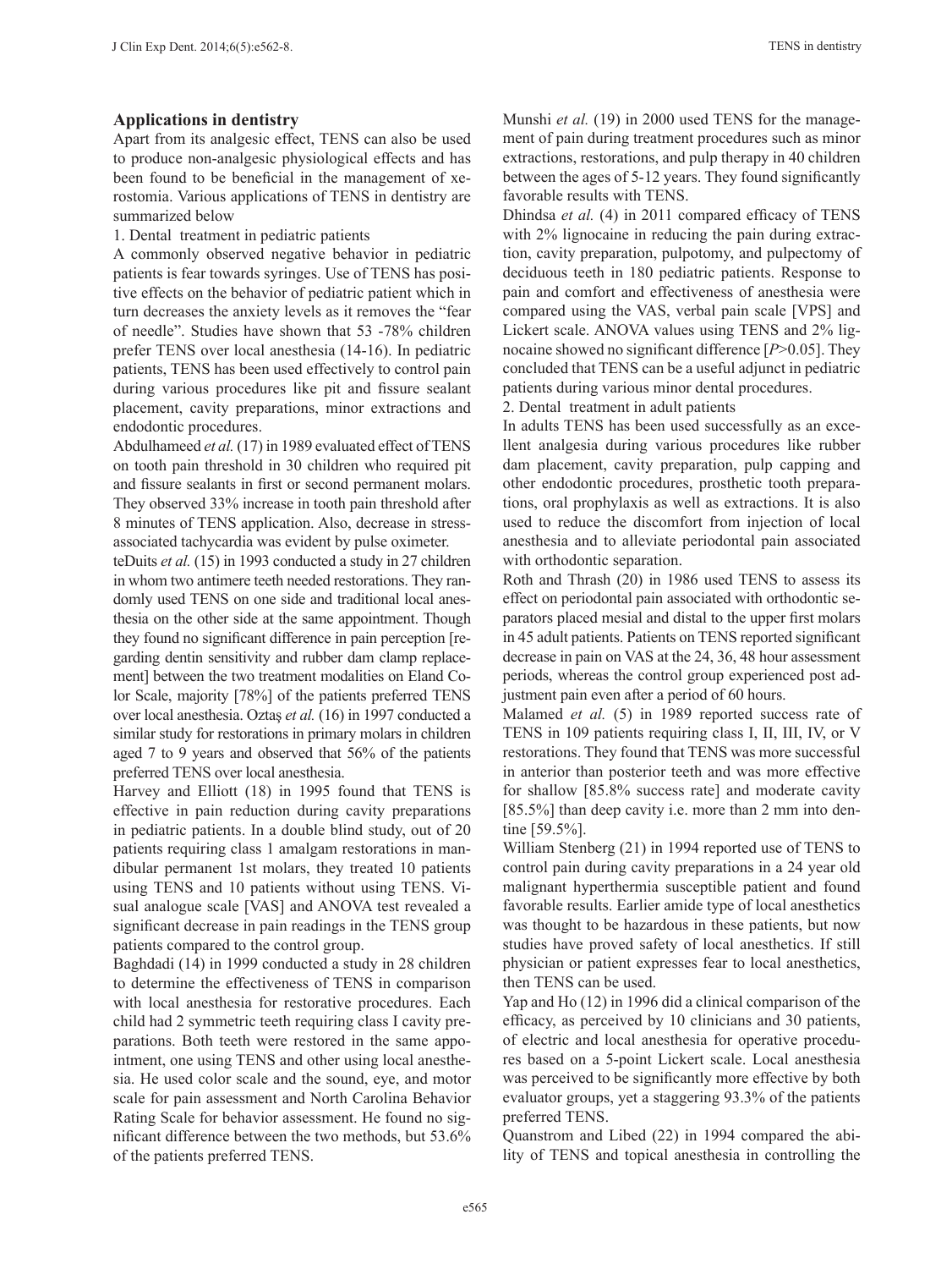## Applications in dentistry

Apart from its analgesic effect, TENS can also be used to produce non-analgesic physiological effects and has been found to be beneficial in the management of xerostomia. Various applications of TENS in dentistry are summarized below

1. Dental treatment in pediatric patients

A commonly observed negative behavior in pediatric patients is fear towards syringes. Use of TENS has positive effects on the behavior of pediatric patient which in turn decreases the anxiety levels as it removes the "fear of needle". Studies have shown that 53 -78% children prefer TENS over local anesthesia (14-16). In pediatric patients, TENS has been used effectively to control pain during various procedures like pit and fissure sealant placement, cavity preparations, minor extractions and endodontic procedures.

Abdulhameed *et al.* (17) in 1989 evaluated effect of TENS on tooth pain threshold in 30 children who required pit and fissure sealants in first or second permanent molars. They observed 33% increase in tooth pain threshold after 8 minutes of TENS application. Also, decrease in stress-associated tachycardia was evident by pulse oximeter.

teDuits *et al.* (15) in 1993 conducted a study in 27 children in whom two antimere teeth needed restorations. They randomly used TENS on one side and traditional local anesthesia on the other side at the same appointment. Though they found no significant difference in pain perception [regarding dentin sensitivity and rubber dam clamp replacement] between the two treatment modalities on Eland Color Scale, majority [78%] of the patients preferred TENS over local anesthesia. Oztaş *et al.* (16) in 1997 conducted a similar study for restorations in primary molars in children aged 7 to 9 years and observed that 56% of the patients preferred TENS over local anesthesia.

Harvey and Elliott (18) in 1995 found that TENS is effective in pain reduction during cavity preparations in pediatric patients. In a double blind study, out of 20 patients requiring class 1 amalgam restorations in mandibular permanent 1st molars, they treated 10 patients using TENS and 10 patients without using TENS. Visual analogue scale [VAS] and ANOVA test revealed a significant decrease in pain readings in the TENS group patients compared to the control group.

Baghdadi (14) in 1999 conducted a study in 28 children to determine the effectiveness of TENS in comparison with local anesthesia for restorative procedures. Each child had 2 symmetric teeth requiring class I cavity preparations. Both teeth were restored in the same appointment, one using TENS and other using local anesthesia. He used color scale and the sound, eye, and motor scale for pain assessment and North Carolina Behavior Rating Scale for behavior assessment. He found no significant difference between the two methods, but 53.6% of the patients preferred TENS.

Munshi *et al.* (19) in 2000 used TENS for the management of pain during treatment procedures such as minor extractions, restorations, and pulp therapy in 40 children between the ages of 5-12 years. They found significantly favorable results with TENS.

Dhindsa *et al.* (4) in 2011 compared efficacy of TENS with 2% lignocaine in reducing the pain during extraction, cavity preparation, pulpotomy, and pulpectomy of deciduous teeth in 180 pediatric patients. Response to pain and comfort and effectiveness of anesthesia were compared using the VAS, verbal pain scale [VPS] and Lickert scale. ANOVA values using TENS and 2% lignocaine showed no significant difference [$P>0.05$]. They concluded that TENS can be a useful adjunct in pediatric patients during various minor dental procedures.

2. Dental treatment in adult patients

In adults TENS has been used successfully as an excellent analgesia during various procedures like rubber dam placement, cavity preparation, pulp capping and other endodontic procedures, prosthetic tooth preparations, oral prophylaxis as well as extractions. It is also used to reduce the discomfort from injection of local anesthesia and to alleviate periodontal pain associated with orthodontic separation.

Roth and Thrash (20) in 1986 used TENS to assess its effect on periodontal pain associated with orthodontic separators placed mesial and distal to the upper first molars in 45 adult patients. Patients on TENS reported significant decrease in pain on VAS at the 24, 36, 48 hour assessment periods, whereas the control group experienced post adjustment pain even after a period of 60 hours.

Malamed *et al.* (5) in 1989 reported success rate of TENS in 109 patients requiring class I, II, III, IV, or V restorations. They found that TENS was more successful in anterior than posterior teeth and was more effective for shallow [85.8% success rate] and moderate cavity [85.5%] than deep cavity i.e. more than 2 mm into dentine [59.5%].

William Stenberg (21) in 1994 reported use of TENS to control pain during cavity preparations in a 24 year old malignant hyperthermia susceptible patient and found favorable results. Earlier amide type of local anesthetics was thought to be hazardous in these patients, but now studies have proved safety of local anesthetics. If still physician or patient expresses fear to local anesthetics, then TENS can be used.

Yap and Ho (12) in 1996 did a clinical comparison of the efficacy, as perceived by 10 clinicians and 30 patients, of electric and local anesthesia for operative procedures based on a 5-point Lickert scale. Local anesthesia was perceived to be significantly more effective by both evaluator groups, yet a staggering 93.3% of the patients preferred TENS.

Quanstrom and Libed (22) in 1994 compared the ability of TENS and topical anesthesia in controlling the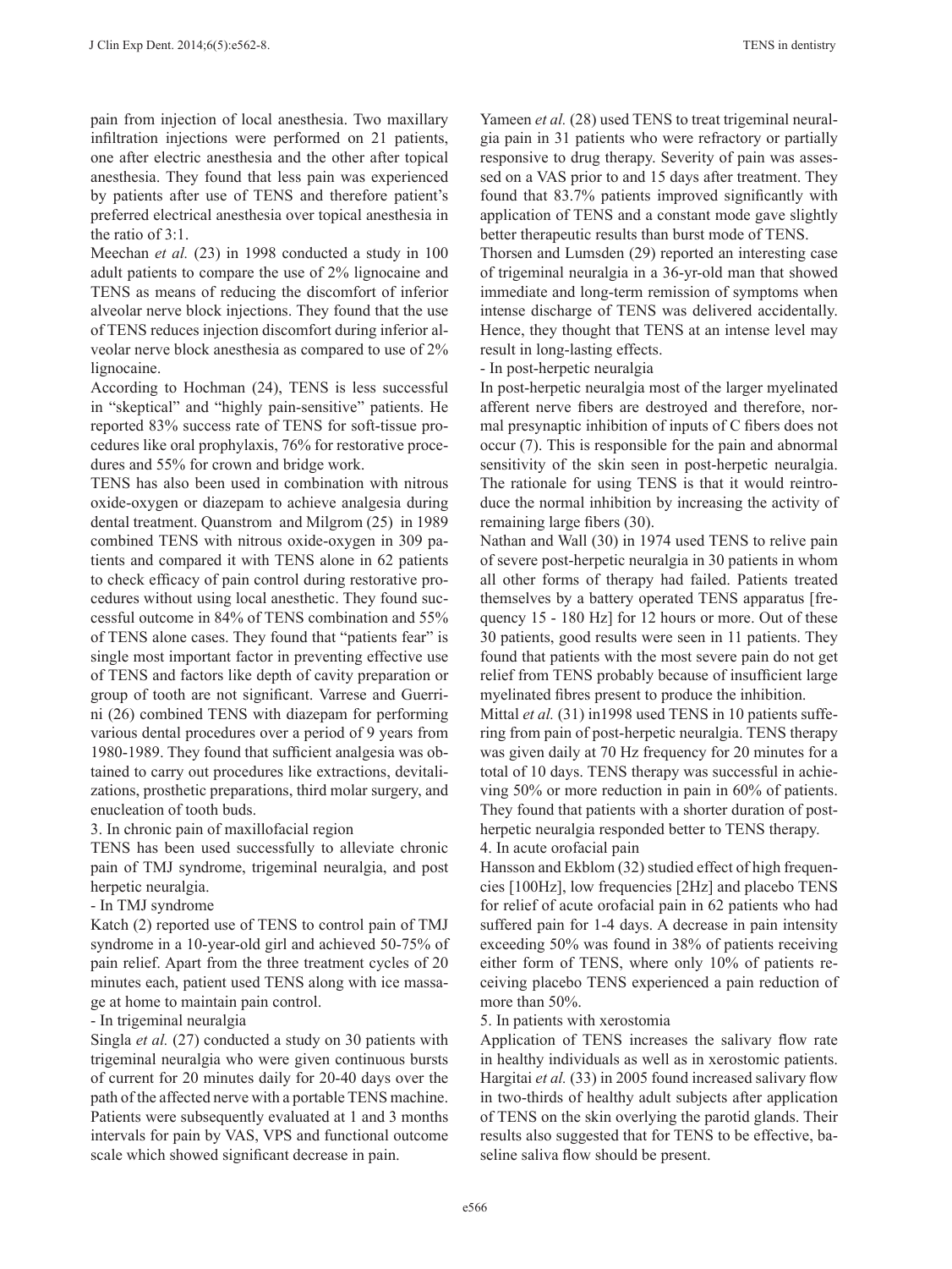pain from injection of local anesthesia. Two maxillary infiltration injections were performed on 21 patients, one after electric anesthesia and the other after topical anesthesia. They found that less pain was experienced by patients after use of TENS and therefore patient's preferred electrical anesthesia over topical anesthesia in the ratio of 3:1.

Meechan *et al.* (23) in 1998 conducted a study in 100 adult patients to compare the use of 2% lignocaine and TENS as means of reducing the discomfort of inferior alveolar nerve block injections. They found that the use of TENS reduces injection discomfort during inferior alveolar nerve block anesthesia as compared to use of 2% lignocaine.

According to Hochman (24), TENS is less successful in "skeptical" and "highly pain-sensitive" patients. He reported 83% success rate of TENS for soft-tissue procedures like oral prophylaxis, 76% for restorative procedures and 55% for crown and bridge work.

TENS has also been used in combination with nitrous oxide-oxygen or diazepam to achieve analgesia during dental treatment. Quanstrom and Milgrom (25) in 1989 combined TENS with nitrous oxide-oxygen in 309 patients and compared it with TENS alone in 62 patients to check efficacy of pain control during restorative procedures without using local anesthetic. They found successful outcome in 84% of TENS combination and 55% of TENS alone cases. They found that "patients fear" is single most important factor in preventing effective use of TENS and factors like depth of cavity preparation or group of tooth are not significant. Varrese and Guerrini (26) combined TENS with diazepam for performing various dental procedures over a period of 9 years from 1980-1989. They found that sufficient analgesia was obtained to carry out procedures like extractions, devitalizations, prosthetic preparations, third molar surgery, and enucleation of tooth buds.

3. In chronic pain of maxillofacial region

TENS has been used successfully to alleviate chronic pain of TMJ syndrome, trigeminal neuralgia, and post herpetic neuralgia.

- In TMJ syndrome

Katch (2) reported use of TENS to control pain of TMJ syndrome in a 10-year-old girl and achieved 50-75% of pain relief. Apart from the three treatment cycles of 20 minutes each, patient used TENS along with ice massage at home to maintain pain control.

- In trigeminal neuralgia

Singla *et al.* (27) conducted a study on 30 patients with trigeminal neuralgia who were given continuous bursts of current for 20 minutes daily for 20-40 days over the path of the affected nerve with a portable TENS machine. Patients were subsequently evaluated at 1 and 3 months intervals for pain by VAS, VPS and functional outcome scale which showed significant decrease in pain.

Yameen *et al.* (28) used TENS to treat trigeminal neuralgia pain in 31 patients who were refractory or partially responsive to drug therapy. Severity of pain was assessed on a VAS prior to and 15 days after treatment. They found that 83.7% patients improved significantly with application of TENS and a constant mode gave slightly better therapeutic results than burst mode of TENS.

Thorsen and Lumsden (29) reported an interesting case of trigeminal neuralgia in a 36-yr-old man that showed immediate and long-term remission of symptoms when intense discharge of TENS was delivered accidentally. Hence, they thought that TENS at an intense level may result in long-lasting effects.

- In post-herpetic neuralgia

In post-herpetic neuralgia most of the larger myelinated afferent nerve fibers are destroyed and therefore, normal presynaptic inhibition of inputs of C fibers does not occur (7). This is responsible for the pain and abnormal sensitivity of the skin seen in post-herpetic neuralgia. The rationale for using TENS is that it would reintroduce the normal inhibition by increasing the activity of remaining large fibers (30).

Nathan and Wall (30) in 1974 used TENS to relive pain of severe post-herpetic neuralgia in 30 patients in whom all other forms of therapy had failed. Patients treated themselves by a battery operated TENS apparatus [frequency 15 - 180 Hz] for 12 hours or more. Out of these 30 patients, good results were seen in 11 patients. They found that patients with the most severe pain do not get relief from TENS probably because of insufficient large myelinated fibres present to produce the inhibition.

Mittal *et al.* (31) in1998 used TENS in 10 patients suffering from pain of post-herpetic neuralgia. TENS therapy was given daily at 70 Hz frequency for 20 minutes for a total of 10 days. TENS therapy was successful in achieving 50% or more reduction in pain in 60% of patients. They found that patients with a shorter duration of post-herpetic neuralgia responded better to TENS therapy.

4. In acute orofacial pain

Hansson and Ekblom (32) studied effect of high frequencies [100Hz], low frequencies [2Hz] and placebo TENS for relief of acute orofacial pain in 62 patients who had suffered pain for 1-4 days. A decrease in pain intensity exceeding 50% was found in 38% of patients receiving either form of TENS, where only 10% of patients receiving placebo TENS experienced a pain reduction of more than 50%.

5. In patients with xerostomia

Application of TENS increases the salivary flow rate in healthy individuals as well as in xerostomic patients. Hargitai *et al.* (33) in 2005 found increased salivary flow in two-thirds of healthy adult subjects after application of TENS on the skin overlying the parotid glands. Their results also suggested that for TENS to be effective, baseline saliva flow should be present.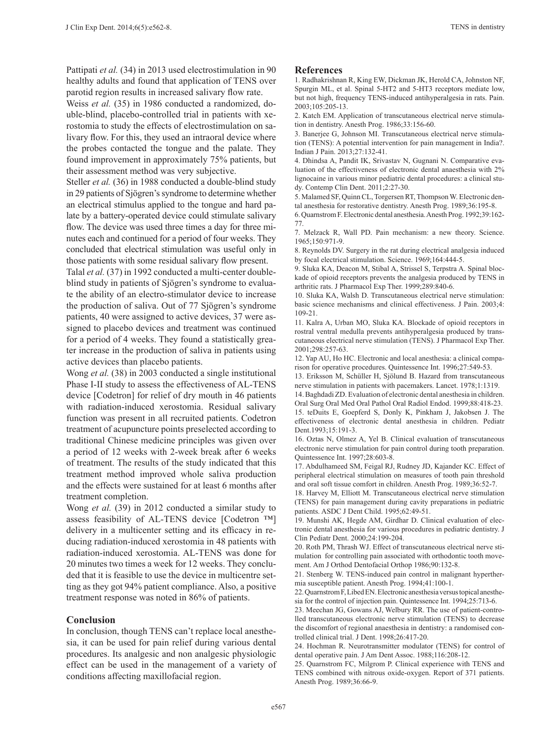Pattipati *et al.* (34) in 2013 used electrostimulation in 90 healthy adults and found that application of TENS over parotid region results in increased salivary flow rate.

Weiss *et al.* (35) in 1986 conducted a randomized, double-blind, placebo-controlled trial in patients with xerostomia to study the effects of electrostimulation on salivary flow. For this, they used an intraoral device where the probes contacted the tongue and the palate. They found improvement in approximately 75% patients, but their assessment method was very subjective.

Steller *et al.* (36) in 1988 conducted a double-blind study in 29 patients of Sjögren's syndrome to determine whether an electrical stimulus applied to the tongue and hard palate by a battery-operated device could stimulate salivary flow. The device was used three times a day for three minutes each and continued for a period of four weeks. They concluded that electrical stimulation was useful only in those patients with some residual salivary flow present.

Talal *et al.* (37) in 1992 conducted a multi-center double-blind study in patients of Sjögren's syndrome to evaluate the ability of an electro-stimulator device to increase the production of saliva. Out of 77 Sjögren's syndrome patients, 40 were assigned to active devices, 37 were assigned to placebo devices and treatment was continued for a period of 4 weeks. They found a statistically greater increase in the production of saliva in patients using active devices than placebo patients.

Wong *et al.* (38) in 2003 conducted a single institutional Phase I-II study to assess the effectiveness of AL-TENS device [Codetron] for relief of dry mouth in 46 patients with radiation-induced xerostomia. Residual salivary function was present in all recruited patients. Codetron treatment of acupuncture points preselected according to traditional Chinese medicine principles was given over a period of 12 weeks with 2-week break after 6 weeks of treatment. The results of the study indicated that this treatment method improved whole saliva production and the effects were sustained for at least 6 months after treatment completion.

Wong *et al.* (39) in 2012 conducted a similar study to assess feasibility of AL-TENS device [Codetron ™] delivery in a multicenter setting and its efficacy in reducing radiation-induced xerostomia in 48 patients with radiation-induced xerostomia. AL-TENS was done for 20 minutes two times a week for 12 weeks. They concluded that it is feasible to use the device in multicentre setting as they got 94% patient compliance. Also, a positive treatment response was noted in 86% of patients.

## Conclusion

In conclusion, though TENS can't replace local anesthesia, it can be used for pain relief during various dental procedures. Its analgesic and non analgesic physiologic effect can be used in the management of a variety of conditions affecting maxillofacial region.

## References

1. Radhakrishnan R, King EW, Dickman JK, Herold CA, Johnston NF, Spurgin ML, et al. Spinal 5-HT2 and 5-HT3 receptors mediate low, but not high, frequency TENS-induced antihyperalgesia in rats. Pain. 2003;105:205-13.
2. Katch EM. Application of transcutaneous electrical nerve stimulation in dentistry. Anesth Prog. 1986;33:156-60.
3. Banerjee G, Johnson MI. Transcutaneous electrical nerve stimulation (TENS): A potential intervention for pain management in India?. Indian J Pain. 2013;27:132-41.
4. Dhindsa A, Pandit IK, Srivastav N, Gugnani N. Comparative evaluation of the effectiveness of electronic dental anaesthesia with 2% lignocaine in various minor pediatric dental procedures: a clinical study. Contemp Clin Dent. 2011;2:27-30.
5. Malamed SF, Quinn CL, Torgersen RT, Thompson W. Electronic dental anesthesia for restorative dentistry. Anesth Prog. 1989;36:195-8.
6. Quarnstrom F. Electronic dental anesthesia. Anesth Prog. 1992;39:162-77.
7. Melzack R, Wall PD. Pain mechanism: a new theory. Science. 1965;150:971-9.
8. Reynolds DV. Surgery in the rat during electrical analgesia induced by focal electrical stimulation. Science. 1969;164:444-5.
9. Sluka KA, Deacon M, Stibal A, Strissel S, Terpstra A. Spinal blockade of opioid receptors prevents the analgesia produced by TENS in arthritic rats. J Pharmacol Exp Ther. 1999;289:840-6.
10. Sluka KA, Walsh D. Transcutaneous electrical nerve stimulation: basic science mechanisms and clinical effectiveness. J Pain. 2003;4:109-21.
11. Kalra A, Urban MO, Sluka KA. Blockade of opioid receptors in rostral ventral medulla prevents antihyperalgesia produced by transcutaneous electrical nerve stimulation (TENS). J Pharmacol Exp Ther. 2001;298:257-63.
12. Yap AU, Ho HC. Electronic and local anesthesia: a clinical comparison for operative procedures. Quintessence Int. 1996;27:549-53.
13. Eriksson M, Schüller H, Sjölund B. Hazard from transcutaneous nerve stimulation in patients with pacemakers. Lancet. 1978;1:1319.
14. Baghdadi ZD. Evaluation of electronic dental anesthesia in children. Oral Surg Oral Med Oral Pathol Oral Radiol Endod. 1999;88:418-23.
15. teDuits E, Goepferd S, Donly K, Pinkham J, Jakobsen J. The effectiveness of electronic dental anesthesia in children. Pediatr Dent.1993;15:191-3.
16. Oztas N, Olmez A, Yel B. Clinical evaluation of transcutaneous electronic nerve stimulation for pain control during tooth preparation. Quintessence Int. 1997;28:603-8.
17. Abdulhameed SM, Feigal RJ, Rudney JD, Kajander KC. Effect of peripheral electrical stimulation on measures of tooth pain threshold and oral soft tissue comfort in children. Anesth Prog. 1989;36:52-7.
18. Harvey M, Elliott M. Transcutaneous electrical nerve stimulation (TENS) for pain management during cavity preparations in pediatric patients. ASDC J Dent Child. 1995;62:49-51.
19. Munshi AK, Hegde AM, Girdhar D. Clinical evaluation of electronic dental anesthesia for various procedures in pediatric dentistry. J Clin Pediatr Dent. 2000;24:199-204.
20. Roth PM, Thrash WJ. Effect of transcutaneous electrical nerve stimulation for controlling pain associated with orthodontic tooth movement. Am J Orthod Dentofacial Orthop 1986;90:132-8.
21. Stenberg W. TENS-induced pain control in malignant hyperthermia susceptible patient. Anesth Prog. 1994;41:100-1.
22. Quarnstrom F, Libed EN. Electronic anesthesia versus topical anesthesia for the control of injection pain. Quintessence Int. 1994;25:713-6.
23. Meechan JG, Gowans AJ, Welbury RR. The use of patient-controlled transcutaneous electronic nerve stimulation (TENS) to decrease the discomfort of regional anaesthesia in dentistry: a randomised controlled clinical trial. J Dent. 1998;26:417-20.
24. Hochman R. Neurotransmitter modulator (TENS) for control of dental operative pain. J Am Dent Assoc. 1988;116:208-12.
25. Quarnstrom FC, Milgrom P. Clinical experience with TENS and TENS combined with nitrous oxide-oxygen. Report of 371 patients. Anesth Prog. 1989;36:66-9.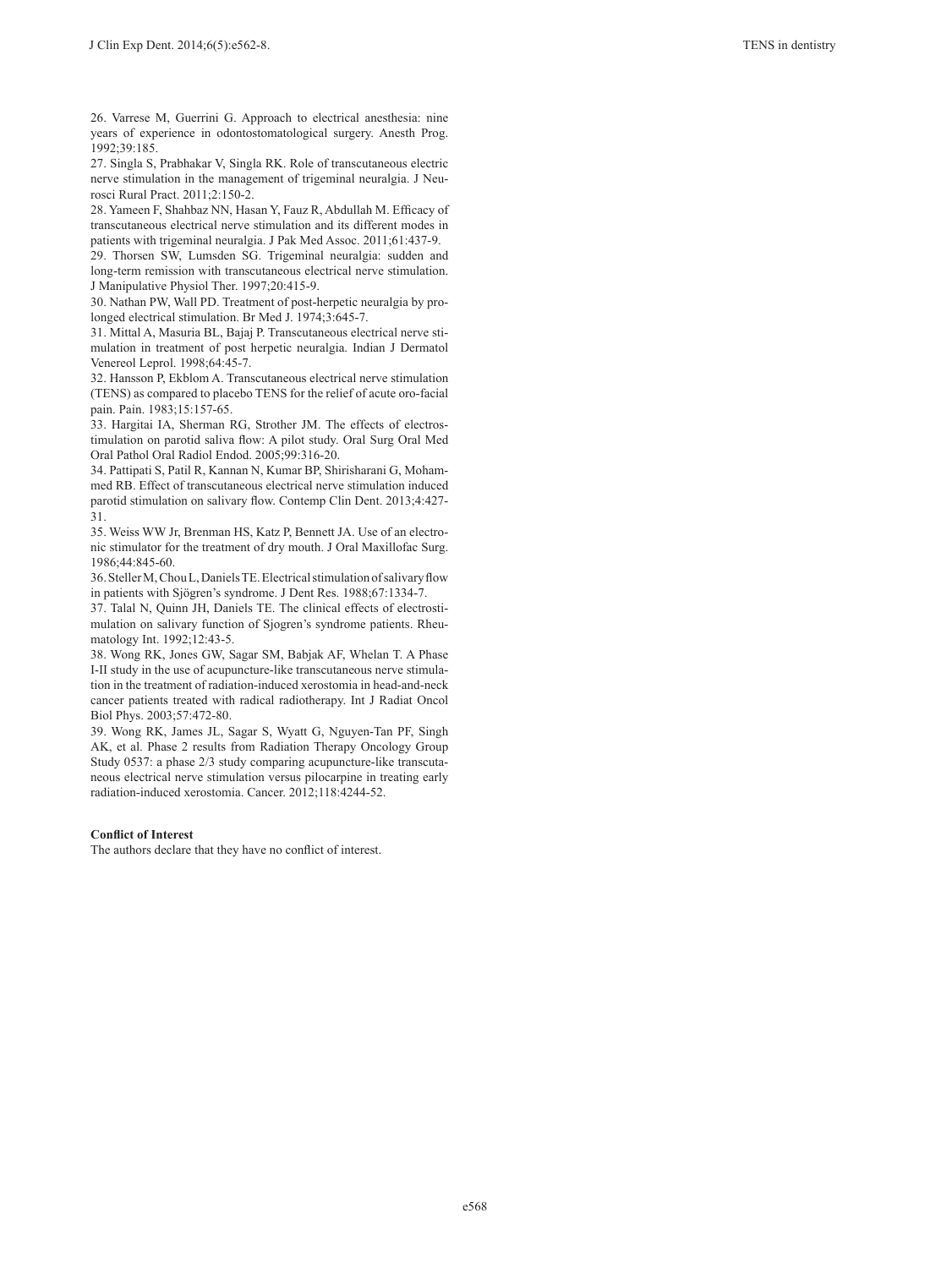26. Varrese M, Guerrini G. Approach to electrical anesthesia: nine years of experience in odontostomatological surgery. Anesth Prog. 1992;39:185.

27. Singla S, Prabhakar V, Singla RK. Role of transcutaneous electric nerve stimulation in the management of trigeminal neuralgia. J Neurosci Rural Pract. 2011;2:150-2.

28. Yameen F, Shahbaz NN, Hasan Y, Fauz R, Abdullah M. Efficacy of transcutaneous electrical nerve stimulation and its different modes in patients with trigeminal neuralgia. J Pak Med Assoc. 2011;61:437-9.

29. Thorsen SW, Lumsden SG. Trigeminal neuralgia: sudden and long-term remission with transcutaneous electrical nerve stimulation. J Manipulative Physiol Ther. 1997;20:415-9.

30. Nathan PW, Wall PD. Treatment of post-herpetic neuralgia by prolonged electrical stimulation. Br Med J. 1974;3:645-7.

31. Mittal A, Masuria BL, Bajaj P. Transcutaneous electrical nerve stimulation in treatment of post herpetic neuralgia. Indian J Dermatol Venereol Leprol. 1998;64:45-7.

32. Hansson P, Ekblom A. Transcutaneous electrical nerve stimulation (TENS) as compared to placebo TENS for the relief of acute oro-facial pain. Pain. 1983;15:157-65.

33. Hargitai IA, Sherman RG, Strother JM. The effects of electrostimulation on parotid saliva flow: A pilot study. Oral Surg Oral Med Oral Pathol Oral Radiol Endod. 2005;99:316-20.

34. Pattipati S, Patil R, Kannan N, Kumar BP, Shirisharani G, Mohammed RB. Effect of transcutaneous electrical nerve stimulation induced parotid stimulation on salivary flow. Contemp Clin Dent. 2013;4:427-31.

35. Weiss WW Jr, Brenman HS, Katz P, Bennett JA. Use of an electronic stimulator for the treatment of dry mouth. J Oral Maxillofac Surg. 1986;44:845-60.

36. Steller M, Chou L, Daniels TE. Electrical stimulation of salivary flow in patients with Sjögren's syndrome. J Dent Res. 1988;67:1334-7.

37. Talal N, Quinn JH, Daniels TE. The clinical effects of electrostimulation on salivary function of Sjogren's syndrome patients. Rheumatology Int. 1992;12:43-5.

38. Wong RK, Jones GW, Sagar SM, Babjak AF, Whelan T. A Phase I-II study in the use of acupuncture-like transcutaneous nerve stimulation in the treatment of radiation-induced xerostomia in head-and-neck cancer patients treated with radical radiotherapy. Int J Radiat Oncol Biol Phys. 2003;57:472-80.

39. Wong RK, James JL, Sagar S, Wyatt G, Nguyen-Tan PF, Singh AK, et al. Phase 2 results from Radiation Therapy Oncology Group Study 0537: a phase 2/3 study comparing acupuncture-like transcutaneous electrical nerve stimulation versus pilocarpine in treating early radiation-induced xerostomia. Cancer. 2012;118:4244-52.

#### Conflict of Interest

The authors declare that they have no conflict of interest.